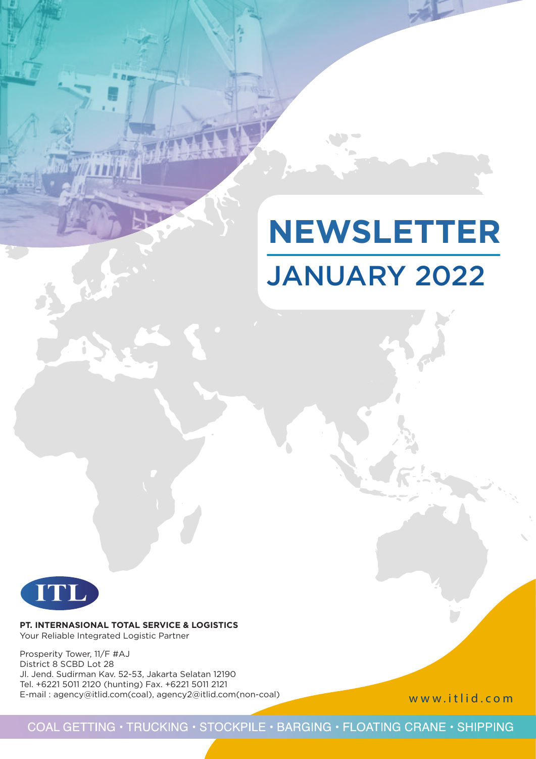# NEWSLETTER

## JANUARY 2022

ITL

**PT. INTERNASIONAL TOTAL SERVICE & LOGISTICS**
Your Reliable Integrated Logistic Partner

Prosperity Tower, 11/F #AJ
District 8 SCBD Lot 28
Jl. Jend. Sudirman Kav. 52-53, Jakarta Selatan 12190
Tel. +6221 5011 2120 (hunting) Fax. +6221 5011 2121
E-mail : agency@itlid.com(coal), agency2@itlid.com(non-coal)

www.itlid.com

COAL GETTING • TRUCKING • STOCKPILE • BARGING • FLOATING CRANE • SHIPPING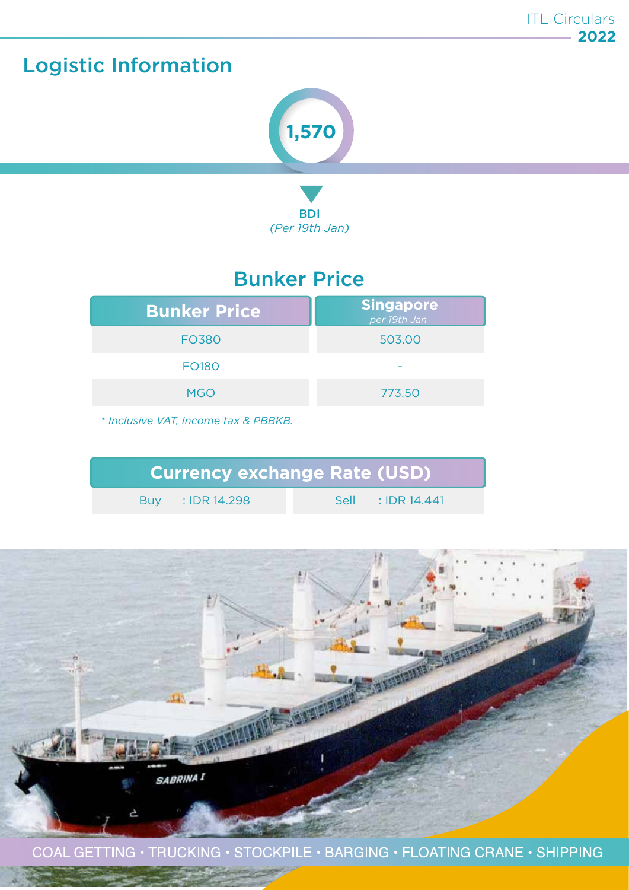# Logistic Information

1,570

**BDI**
*(Per 19th Jan)*

## Bunker Price

| Bunker Price | Singapore *per 19th Jan* |
|---|---|
| FO380 | 503.00 |
| FO180 | - |
| MGO | 773.50 |

*\* Inclusive VAT, Income tax & PBBKB.*

| Currency exchange Rate (USD) | |
|---|---|
| Buy : IDR 14.298 | Sell : IDR 14.441 |

COAL GETTING • TRUCKING • STOCKPILE • BARGING • FLOATING CRANE • SHIPPING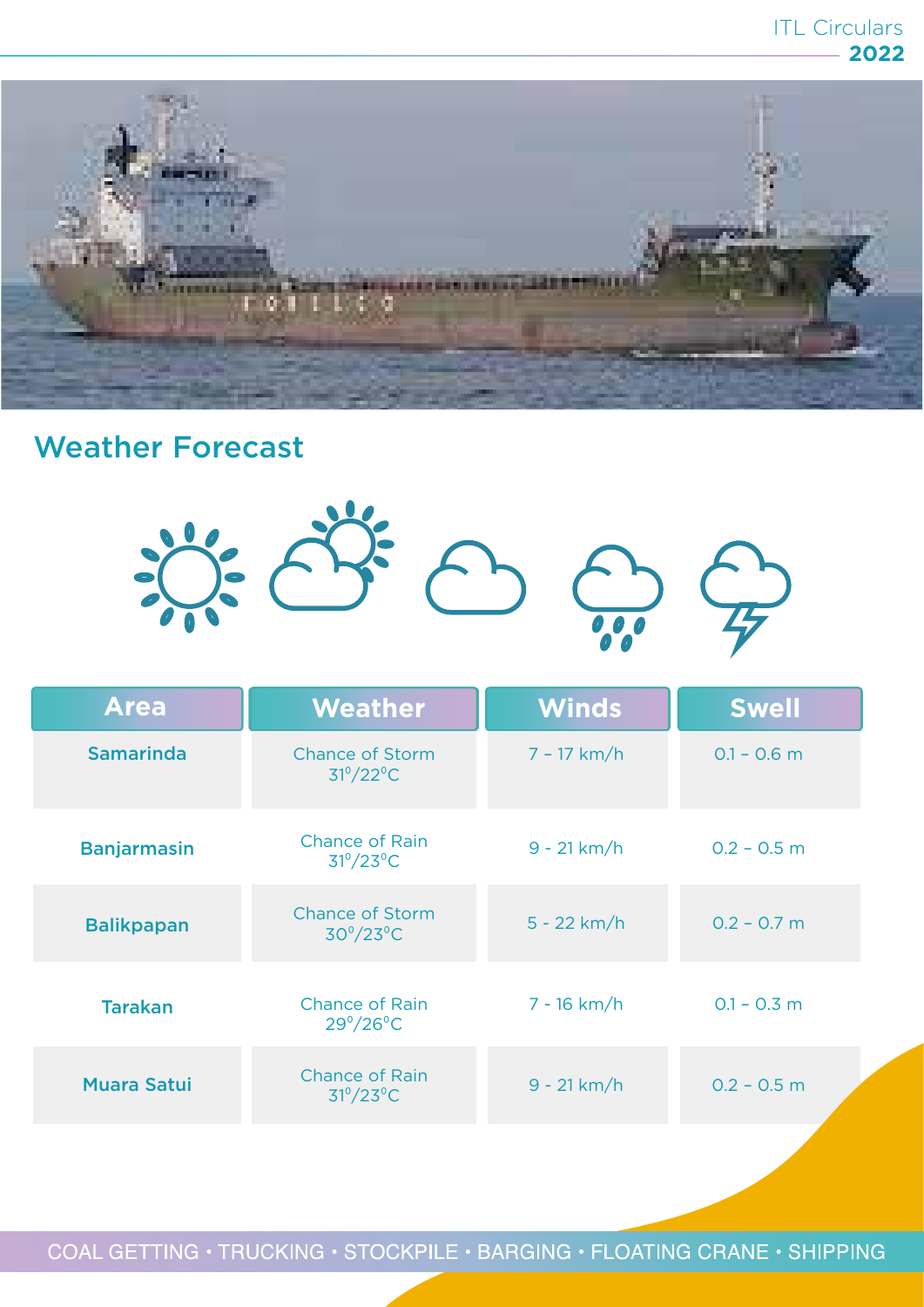## Weather Forecast

| Area | Weather | Winds | Swell |
|---|---|---|---|
| Samarinda | Chance of Storm 31⁰/22⁰C | 7 – 17 km/h | 0.1 – 0.6 m |
| Banjarmasin | Chance of Rain 31⁰/23⁰C | 9 - 21 km/h | 0.2 – 0.5 m |
| Balikpapan | Chance of Storm 30⁰/23⁰C | 5 - 22 km/h | 0.2 – 0.7 m |
| Tarakan | Chance of Rain 29⁰/26⁰C | 7 - 16 km/h | 0.1 – 0.3 m |
| Muara Satui | Chance of Rain 31⁰/23⁰C | 9 - 21 km/h | 0.2 – 0.5 m |

COAL GETTING • TRUCKING • STOCKPILE • BARGING • FLOATING CRANE • SHIPPING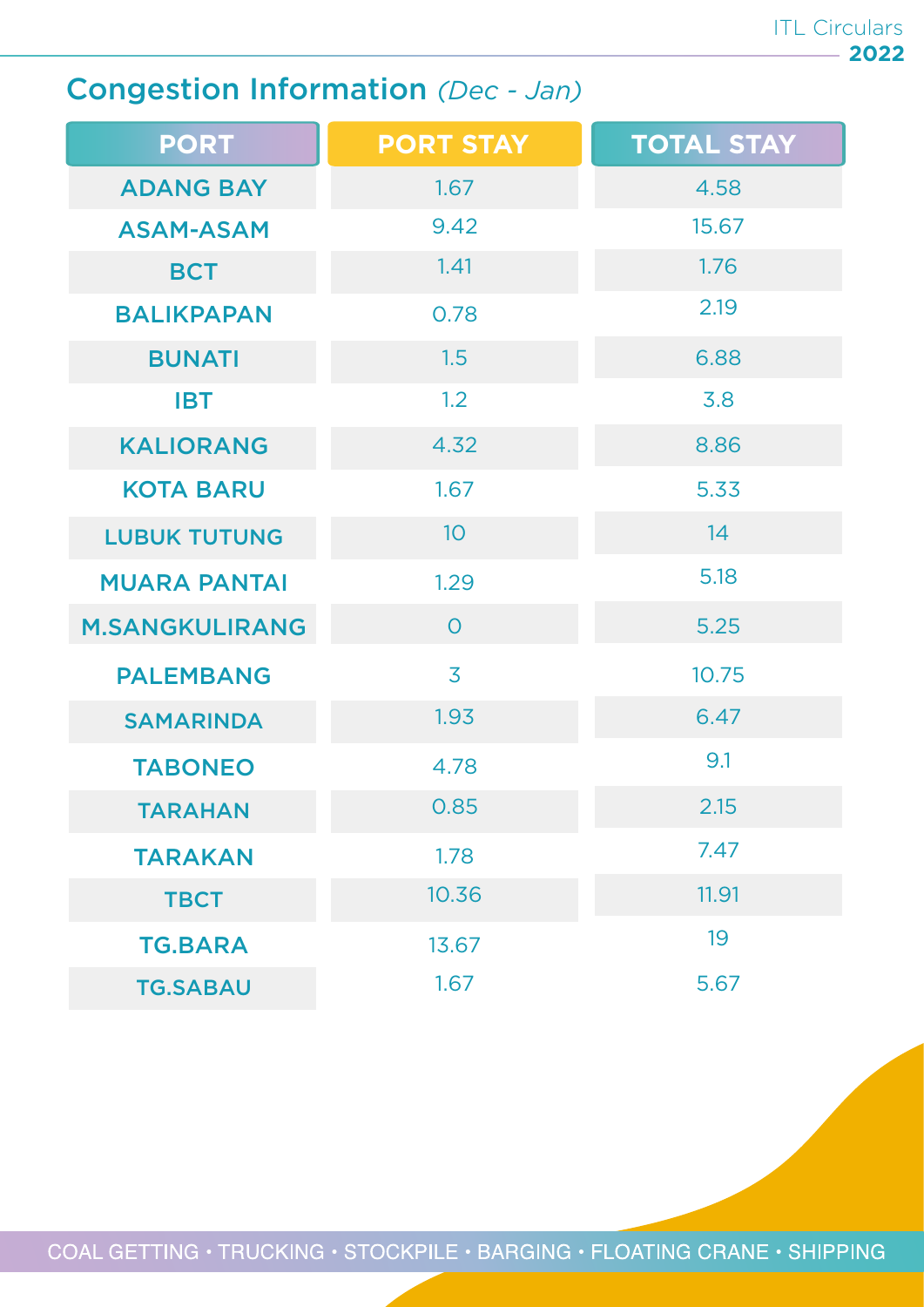## Congestion Information *(Dec - Jan)*

| PORT | PORT STAY | TOTAL STAY |
|---|---|---|
| ADANG BAY | 1.67 | 4.58 |
| ASAM-ASAM | 9.42 | 15.67 |
| BCT | 1.41 | 1.76 |
| BALIKPAPAN | 0.78 | 2.19 |
| BUNATI | 1.5 | 6.88 |
| IBT | 1.2 | 3.8 |
| KALIORANG | 4.32 | 8.86 |
| KOTA BARU | 1.67 | 5.33 |
| LUBUK TUTUNG | 10 | 14 |
| MUARA PANTAI | 1.29 | 5.18 |
| M.SANGKULIRANG | 0 | 5.25 |
| PALEMBANG | 3 | 10.75 |
| SAMARINDA | 1.93 | 6.47 |
| TABONEO | 4.78 | 9.1 |
| TARAHAN | 0.85 | 2.15 |
| TARAKAN | 1.78 | 7.47 |
| TBCT | 10.36 | 11.91 |
| TG.BARA | 13.67 | 19 |
| TG.SABAU | 1.67 | 5.67 |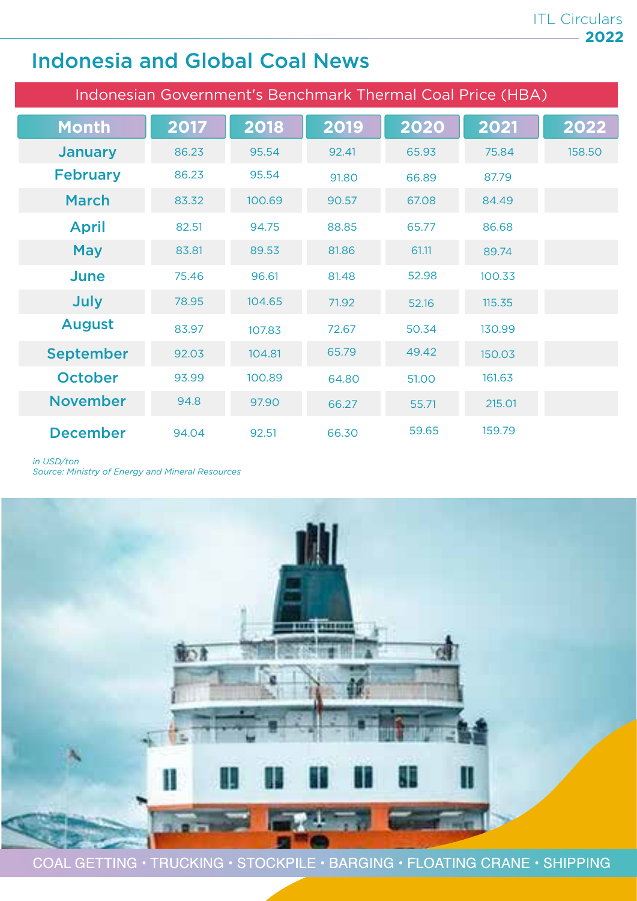# Indonesia and Global Coal News

Indonesian Government's Benchmark Thermal Coal Price (HBA)

| Month | 2017 | 2018 | 2019 | 2020 | 2021 | 2022 |
|---|---|---|---|---|---|---|
| January | 86.23 | 95.54 | 92.41 | 65.93 | 75.84 | 158.50 |
| February | 86.23 | 95.54 | 91.80 | 66.89 | 87.79 | |
| March | 83.32 | 100.69 | 90.57 | 67.08 | 84.49 | |
| April | 82.51 | 94.75 | 88.85 | 65.77 | 86.68 | |
| May | 83.81 | 89.53 | 81.86 | 61.11 | 89.74 | |
| June | 75.46 | 96.61 | 81.48 | 52.98 | 100.33 | |
| July | 78.95 | 104.65 | 71.92 | 52.16 | 115.35 | |
| August | 83.97 | 107.83 | 72.67 | 50.34 | 130.99 | |
| September | 92.03 | 104.81 | 65.79 | 49.42 | 150.03 | |
| October | 93.99 | 100.89 | 64.80 | 51.00 | 161.63 | |
| November | 94.8 | 97.90 | 66.27 | 55.71 | 215.01 | |
| December | 94.04 | 92.51 | 66.30 | 59.65 | 159.79 | |

*in USD/ton*
*Source: Ministry of Energy and Mineral Resources*

COAL GETTING • TRUCKING • STOCKPILE • BARGING • FLOATING CRANE • SHIPPING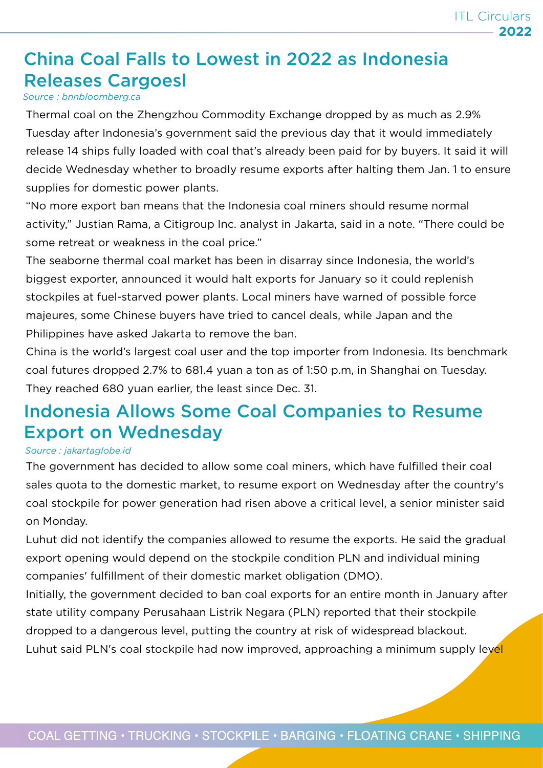## China Coal Falls to Lowest in 2022 as Indonesia Releases Cargoesl

*Source : bnnbloomberg.ca*

Thermal coal on the Zhengzhou Commodity Exchange dropped by as much as 2.9% Tuesday after Indonesia's government said the previous day that it would immediately release 14 ships fully loaded with coal that's already been paid for by buyers. It said it will decide Wednesday whether to broadly resume exports after halting them Jan. 1 to ensure supplies for domestic power plants.

"No more export ban means that the Indonesia coal miners should resume normal activity," Justian Rama, a Citigroup Inc. analyst in Jakarta, said in a note. "There could be some retreat or weakness in the coal price."

The seaborne thermal coal market has been in disarray since Indonesia, the world's biggest exporter, announced it would halt exports for January so it could replenish stockpiles at fuel-starved power plants. Local miners have warned of possible force majeures, some Chinese buyers have tried to cancel deals, while Japan and the Philippines have asked Jakarta to remove the ban.

China is the world's largest coal user and the top importer from Indonesia. Its benchmark coal futures dropped 2.7% to 681.4 yuan a ton as of 1:50 p.m, in Shanghai on Tuesday. They reached 680 yuan earlier, the least since Dec. 31.

## Indonesia Allows Some Coal Companies to Resume Export on Wednesday

*Source : jakartaglobe.id*

The government has decided to allow some coal miners, which have fulfilled their coal sales quota to the domestic market, to resume export on Wednesday after the country's coal stockpile for power generation had risen above a critical level, a senior minister said on Monday.

Luhut did not identify the companies allowed to resume the exports. He said the gradual export opening would depend on the stockpile condition PLN and individual mining companies' fulfillment of their domestic market obligation (DMO).

Initially, the government decided to ban coal exports for an entire month in January after state utility company Perusahaan Listrik Negara (PLN) reported that their stockpile dropped to a dangerous level, putting the country at risk of widespread blackout.

Luhut said PLN's coal stockpile had now improved, approaching a minimum supply level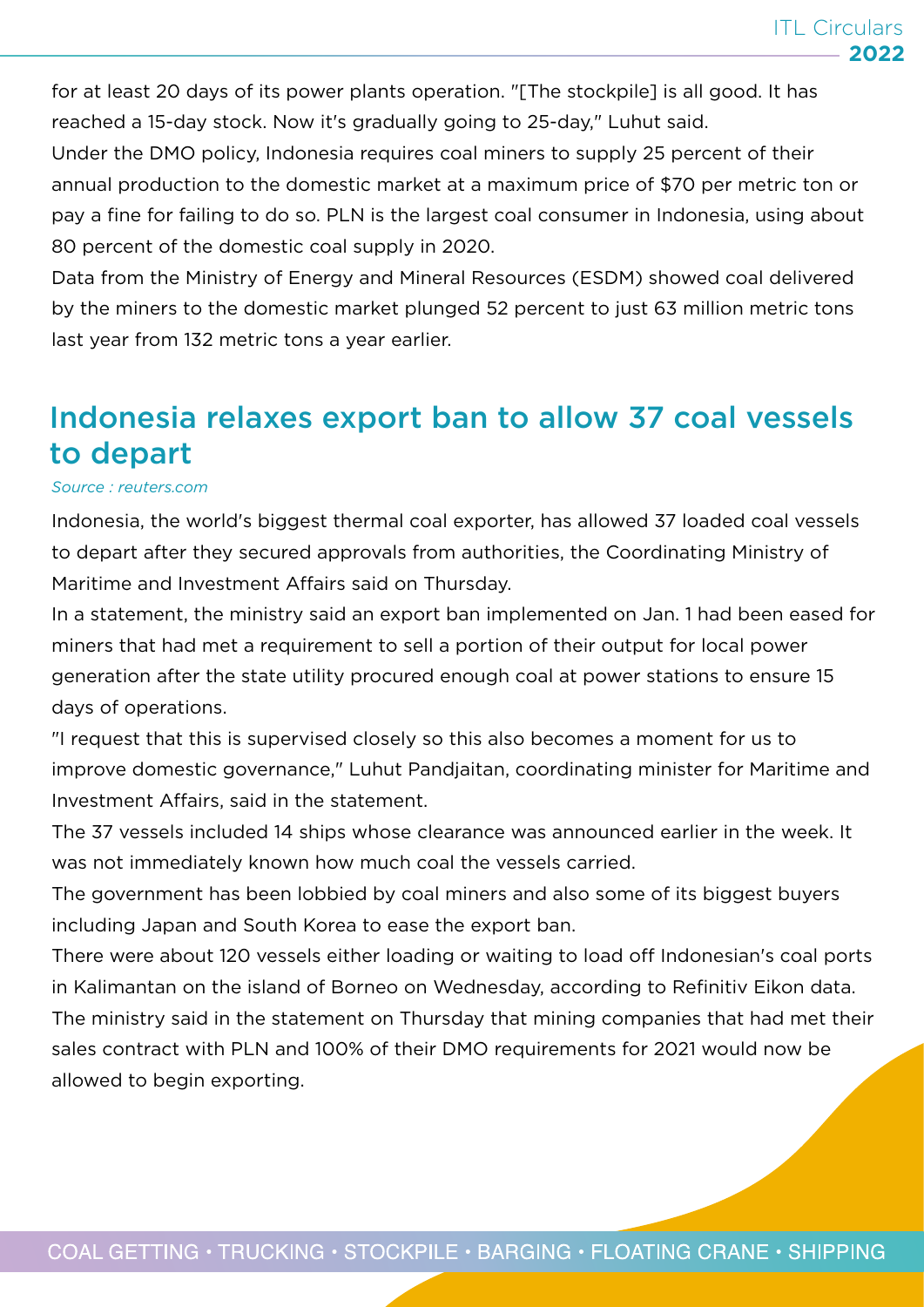for at least 20 days of its power plants operation. "[The stockpile] is all good. It has reached a 15-day stock. Now it's gradually going to 25-day," Luhut said.

Under the DMO policy, Indonesia requires coal miners to supply 25 percent of their annual production to the domestic market at a maximum price of $70 per metric ton or pay a fine for failing to do so. PLN is the largest coal consumer in Indonesia, using about 80 percent of the domestic coal supply in 2020.

Data from the Ministry of Energy and Mineral Resources (ESDM) showed coal delivered by the miners to the domestic market plunged 52 percent to just 63 million metric tons last year from 132 metric tons a year earlier.

## Indonesia relaxes export ban to allow 37 coal vessels to depart

*Source : reuters.com*

Indonesia, the world's biggest thermal coal exporter, has allowed 37 loaded coal vessels to depart after they secured approvals from authorities, the Coordinating Ministry of Maritime and Investment Affairs said on Thursday.

In a statement, the ministry said an export ban implemented on Jan. 1 had been eased for miners that had met a requirement to sell a portion of their output for local power generation after the state utility procured enough coal at power stations to ensure 15 days of operations.

"I request that this is supervised closely so this also becomes a moment for us to improve domestic governance," Luhut Pandjaitan, coordinating minister for Maritime and Investment Affairs, said in the statement.

The 37 vessels included 14 ships whose clearance was announced earlier in the week. It was not immediately known how much coal the vessels carried.

The government has been lobbied by coal miners and also some of its biggest buyers including Japan and South Korea to ease the export ban.

There were about 120 vessels either loading or waiting to load off Indonesian's coal ports in Kalimantan on the island of Borneo on Wednesday, according to Refinitiv Eikon data.

The ministry said in the statement on Thursday that mining companies that had met their sales contract with PLN and 100% of their DMO requirements for 2021 would now be allowed to begin exporting.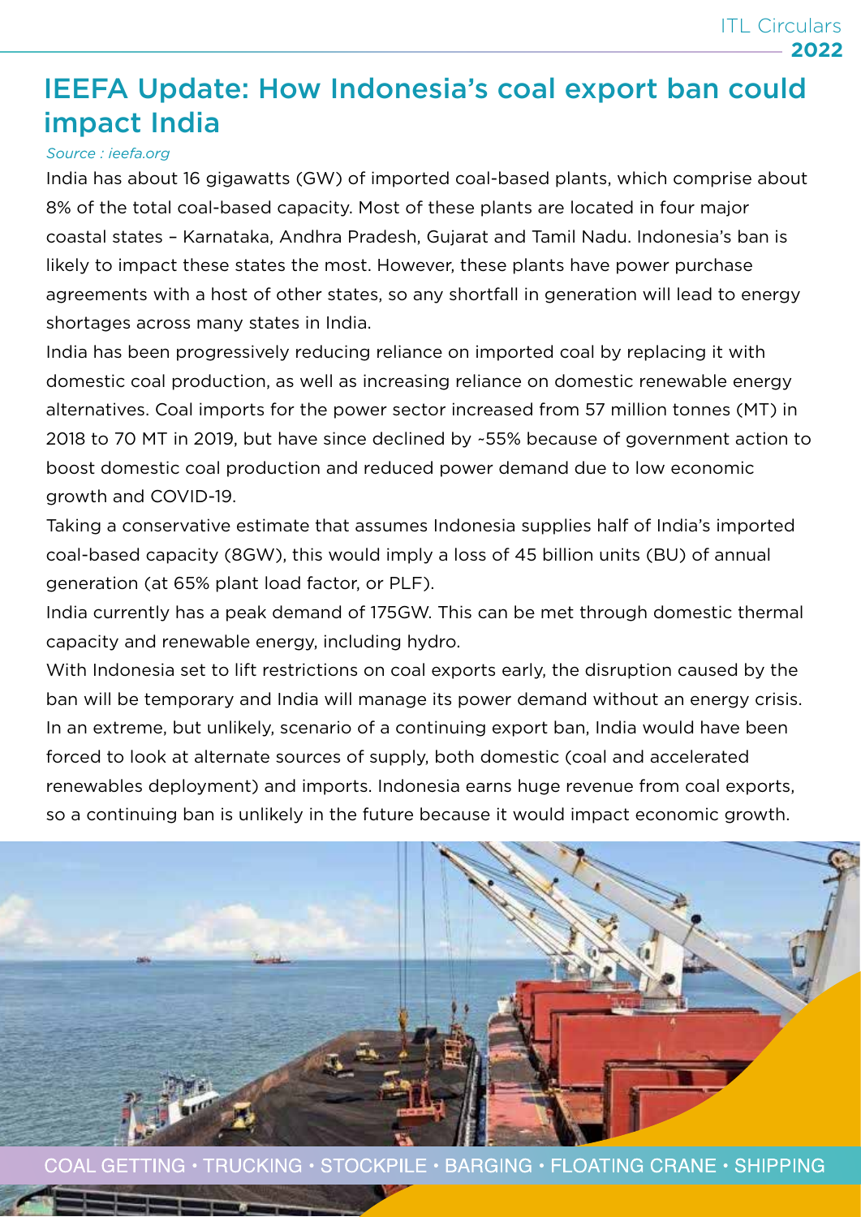# IEEFA Update: How Indonesia's coal export ban could impact India

*Source : ieefa.org*

India has about 16 gigawatts (GW) of imported coal-based plants, which comprise about 8% of the total coal-based capacity. Most of these plants are located in four major coastal states – Karnataka, Andhra Pradesh, Gujarat and Tamil Nadu. Indonesia's ban is likely to impact these states the most. However, these plants have power purchase agreements with a host of other states, so any shortfall in generation will lead to energy shortages across many states in India.

India has been progressively reducing reliance on imported coal by replacing it with domestic coal production, as well as increasing reliance on domestic renewable energy alternatives. Coal imports for the power sector increased from 57 million tonnes (MT) in 2018 to 70 MT in 2019, but have since declined by ~55% because of government action to boost domestic coal production and reduced power demand due to low economic growth and COVID-19.

Taking a conservative estimate that assumes Indonesia supplies half of India's imported coal-based capacity (8GW), this would imply a loss of 45 billion units (BU) of annual generation (at 65% plant load factor, or PLF).

India currently has a peak demand of 175GW. This can be met through domestic thermal capacity and renewable energy, including hydro.

With Indonesia set to lift restrictions on coal exports early, the disruption caused by the ban will be temporary and India will manage its power demand without an energy crisis. In an extreme, but unlikely, scenario of a continuing export ban, India would have been forced to look at alternate sources of supply, both domestic (coal and accelerated renewables deployment) and imports. Indonesia earns huge revenue from coal exports, so a continuing ban is unlikely in the future because it would impact economic growth.

COAL GETTING • TRUCKING • STOCKPILE • BARGING • FLOATING CRANE • SHIPPING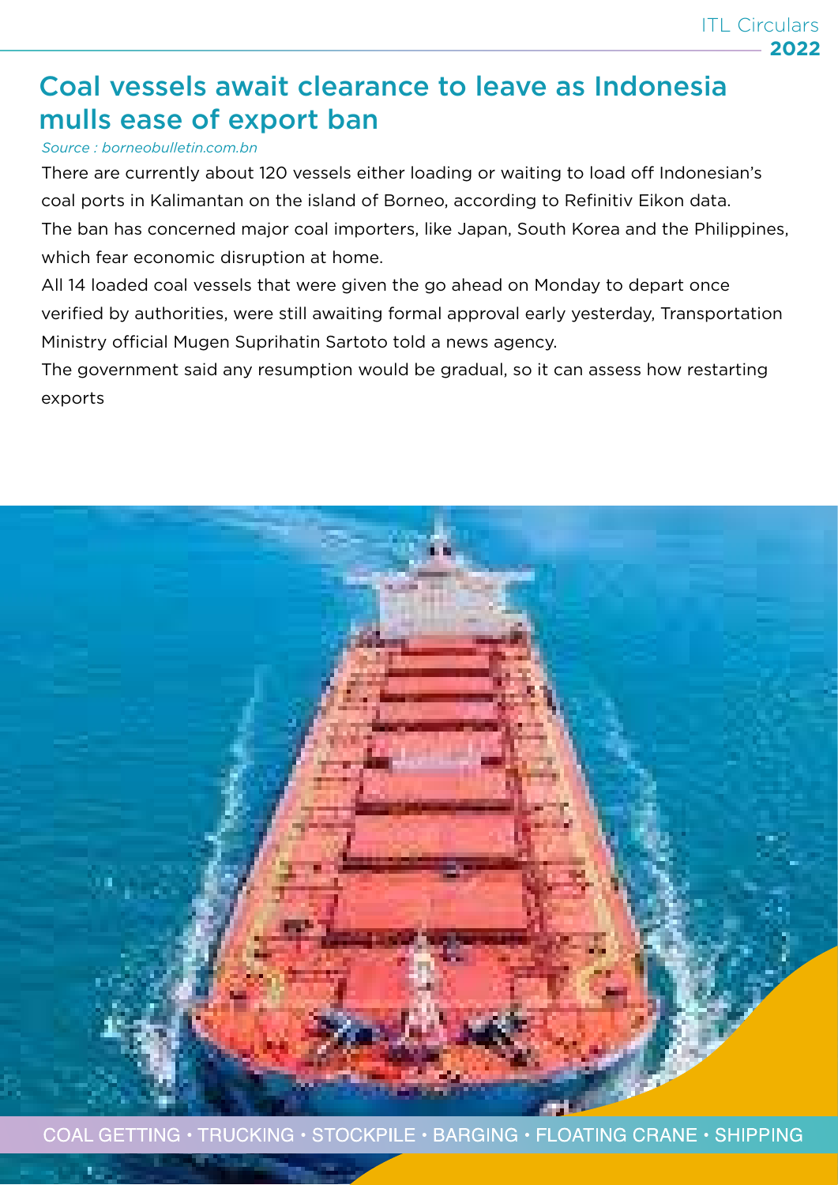# Coal vessels await clearance to leave as Indonesia mulls ease of export ban

*Source : borneobulletin.com.bn*

There are currently about 120 vessels either loading or waiting to load off Indonesian's coal ports in Kalimantan on the island of Borneo, according to Refinitiv Eikon data.

The ban has concerned major coal importers, like Japan, South Korea and the Philippines, which fear economic disruption at home.

All 14 loaded coal vessels that were given the go ahead on Monday to depart once verified by authorities, were still awaiting formal approval early yesterday, Transportation Ministry official Mugen Suprihatin Sartoto told a news agency.

The government said any resumption would be gradual, so it can assess how restarting exports

COAL GETTING • TRUCKING • STOCKPILE • BARGING • FLOATING CRANE • SHIPPING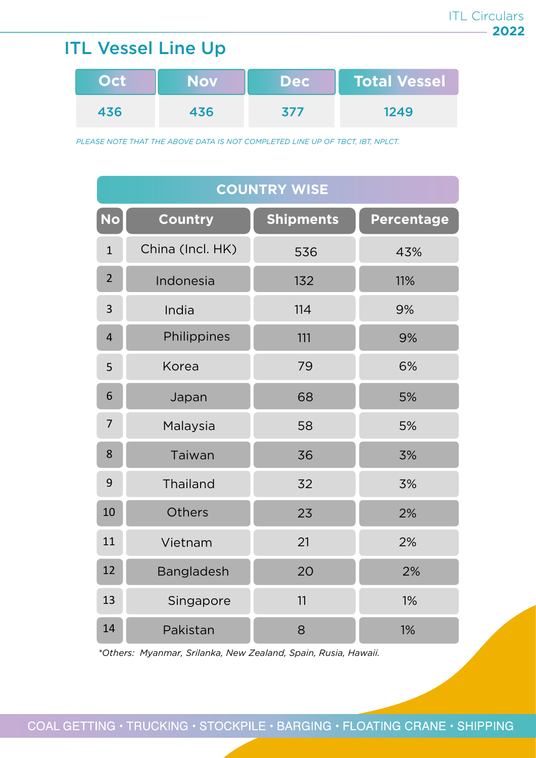# ITL Vessel Line Up

| Oct | Nov | Dec | Total Vessel |
|---|---|---|---|
| 436 | 436 | 377 | 1249 |

*PLEASE NOTE THAT THE ABOVE DATA IS NOT COMPLETED LINE UP OF TBCT, IBT, NPLCT.*

## COUNTRY WISE

| No | Country | Shipments | Percentage |
|---|---|---|---|
| 1 | China (Incl. HK) | 536 | 43% |
| 2 | Indonesia | 132 | 11% |
| 3 | India | 114 | 9% |
| 4 | Philippines | 111 | 9% |
| 5 | Korea | 79 | 6% |
| 6 | Japan | 68 | 5% |
| 7 | Malaysia | 58 | 5% |
| 8 | Taiwan | 36 | 3% |
| 9 | Thailand | 32 | 3% |
| 10 | Others | 23 | 2% |
| 11 | Vietnam | 21 | 2% |
| 12 | Bangladesh | 20 | 2% |
| 13 | Singapore | 11 | 1% |
| 14 | Pakistan | 8 | 1% |

*\*Others: Myanmar, Srilanka, New Zealand, Spain, Rusia, Hawaii.*

COAL GETTING • TRUCKING • STOCKPILE • BARGING • FLOATING CRANE • SHIPPING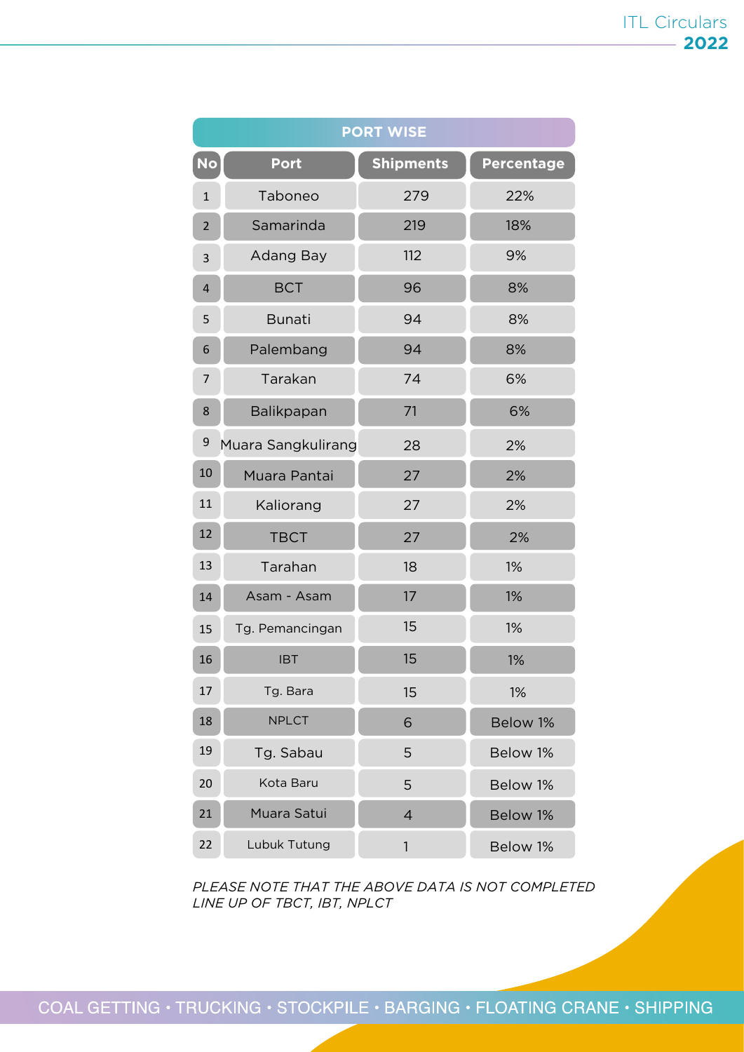## PORT WISE

| No | Port | Shipments | Percentage |
|---|---|---|---|
| 1 | Taboneo | 279 | 22% |
| 2 | Samarinda | 219 | 18% |
| 3 | Adang Bay | 112 | 9% |
| 4 | BCT | 96 | 8% |
| 5 | Bunati | 94 | 8% |
| 6 | Palembang | 94 | 8% |
| 7 | Tarakan | 74 | 6% |
| 8 | Balikpapan | 71 | 6% |
| 9 | Muara Sangkulirang | 28 | 2% |
| 10 | Muara Pantai | 27 | 2% |
| 11 | Kaliorang | 27 | 2% |
| 12 | TBCT | 27 | 2% |
| 13 | Tarahan | 18 | 1% |
| 14 | Asam - Asam | 17 | 1% |
| 15 | Tg. Pemancingan | 15 | 1% |
| 16 | IBT | 15 | 1% |
| 17 | Tg. Bara | 15 | 1% |
| 18 | NPLCT | 6 | Below 1% |
| 19 | Tg. Sabau | 5 | Below 1% |
| 20 | Kota Baru | 5 | Below 1% |
| 21 | Muara Satui | 4 | Below 1% |
| 22 | Lubuk Tutung | 1 | Below 1% |

*PLEASE NOTE THAT THE ABOVE DATA IS NOT COMPLETED LINE UP OF TBCT, IBT, NPLCT*

COAL GETTING • TRUCKING • STOCKPILE • BARGING • FLOATING CRANE • SHIPPING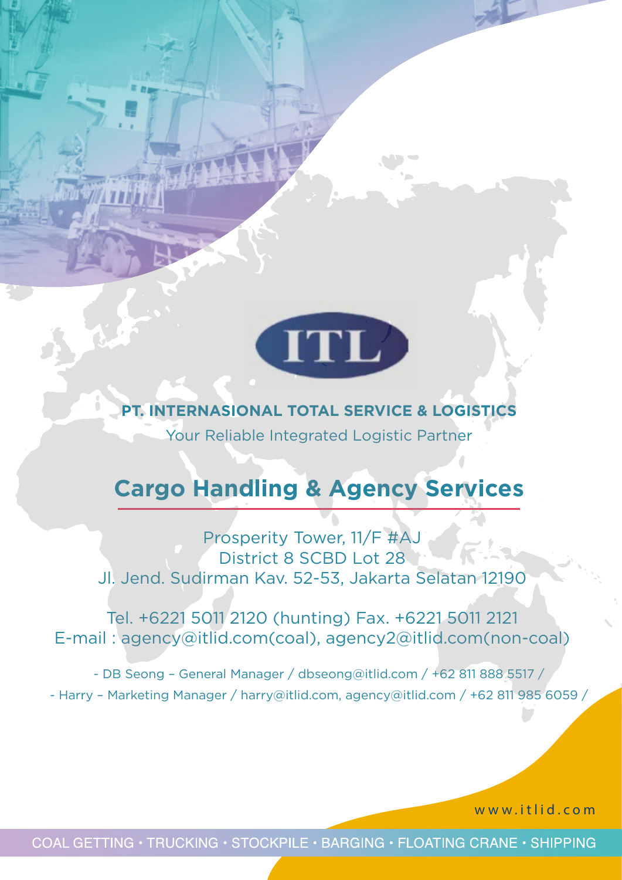ITL

**PT. INTERNASIONAL TOTAL SERVICE & LOGISTICS**

Your Reliable Integrated Logistic Partner

## Cargo Handling & Agency Services

Prosperity Tower, 11/F #AJ
District 8 SCBD Lot 28
Jl. Jend. Sudirman Kav. 52-53, Jakarta Selatan 12190

Tel. +6221 5011 2120 (hunting) Fax. +6221 5011 2121
E-mail : agency@itlid.com(coal), agency2@itlid.com(non-coal)

- DB Seong – General Manager / dbseong@itlid.com / +62 811 888 5517 /
- Harry – Marketing Manager / harry@itlid.com, agency@itlid.com / +62 811 985 6059 /

www.itlid.com

COAL GETTING • TRUCKING • STOCKPILE • BARGING • FLOATING CRANE • SHIPPING